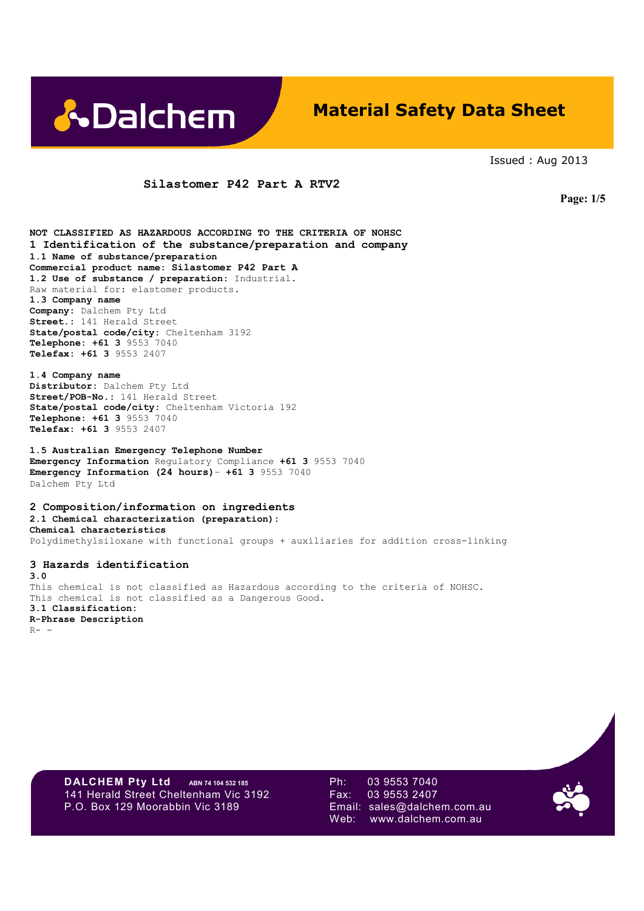# Material Safety Data Sheet

Issued : Aug 2013

**Silastomer P42 Part A RTV2**

**NOT CLASSIFIED AS HAZARDOUS ACCORDING TO THE CRITERIA OF NOHSC**

## 1 Identification of the substance/preparation and company

**1.1 Name of substance/preparation**
**Commercial product name: Silastomer P42 Part A**
**1.2 Use of substance / preparation:** Industrial.
Raw material for: elastomer products.
**1.3 Company name**
**Company:** Dalchem Pty Ltd
**Street.:** 141 Herald Street
**State/postal code/city:** Cheltenham 3192
**Telephone: +61 3** 9553 7040
**Telefax: +61 3** 9553 2407

**1.4 Company name**
**Distributor:** Dalchem Pty Ltd
**Street/POB-No.:** 141 Herald Street
**State/postal code/city:** Cheltenham Victoria 192
**Telephone: +61 3** 9553 7040
**Telefax: +61 3** 9553 2407

**1.5 Australian Emergency Telephone Number**
**Emergency Information** Regulatory Compliance **+61 3** 9553 7040
**Emergency Information (24 hours)**- **+61 3** 9553 7040
Dalchem Pty Ltd

## 2 Composition/information on ingredients

**2.1 Chemical characterization (preparation):**
**Chemical characteristics**
Polydimethylsiloxane with functional groups + auxiliaries for addition cross-linking

## 3 Hazards identification

**3.0**
This chemical is not classified as Hazardous according to the criteria of NOHSC.
This chemical is not classified as a Dangerous Good.
**3.1 Classification:**
**R-Phrase Description**
R- -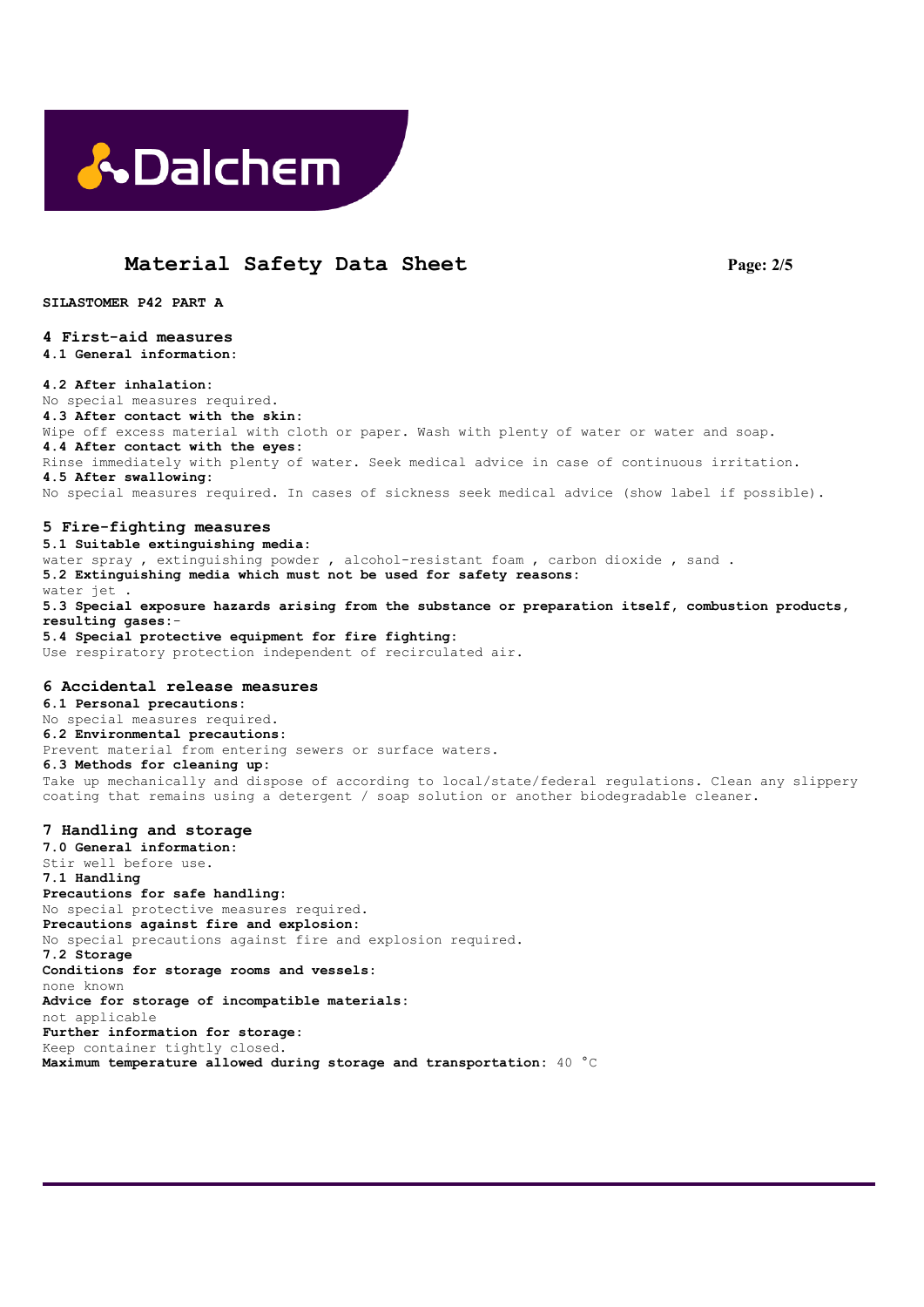# Material Safety Data Sheet

**SILASTOMER P42 PART A**

## 4 First-aid measures

**4.1 General information:**

**4.2 After inhalation:**
No special measures required.

**4.3 After contact with the skin:**
Wipe off excess material with cloth or paper. Wash with plenty of water or water and soap.

**4.4 After contact with the eyes:**
Rinse immediately with plenty of water. Seek medical advice in case of continuous irritation.

**4.5 After swallowing:**
No special measures required. In cases of sickness seek medical advice (show label if possible).

## 5 Fire-fighting measures

**5.1 Suitable extinguishing media:**
water spray , extinguishing powder , alcohol-resistant foam , carbon dioxide , sand .

**5.2 Extinguishing media which must not be used for safety reasons:**
water jet .

**5.3 Special exposure hazards arising from the substance or preparation itself, combustion products, resulting gases:**-

**5.4 Special protective equipment for fire fighting:**
Use respiratory protection independent of recirculated air.

## 6 Accidental release measures

**6.1 Personal precautions:**
No special measures required.

**6.2 Environmental precautions:**
Prevent material from entering sewers or surface waters.

**6.3 Methods for cleaning up:**
Take up mechanically and dispose of according to local/state/federal regulations. Clean any slippery coating that remains using a detergent / soap solution or another biodegradable cleaner.

## 7 Handling and storage

**7.0 General information:**
Stir well before use.

**7.1 Handling**

**Precautions for safe handling:**
No special protective measures required.

**Precautions against fire and explosion:**
No special precautions against fire and explosion required.

**7.2 Storage**

**Conditions for storage rooms and vessels:**
none known

**Advice for storage of incompatible materials:**
not applicable

**Further information for storage:**
Keep container tightly closed.

**Maximum temperature allowed during storage and transportation:** 40 °C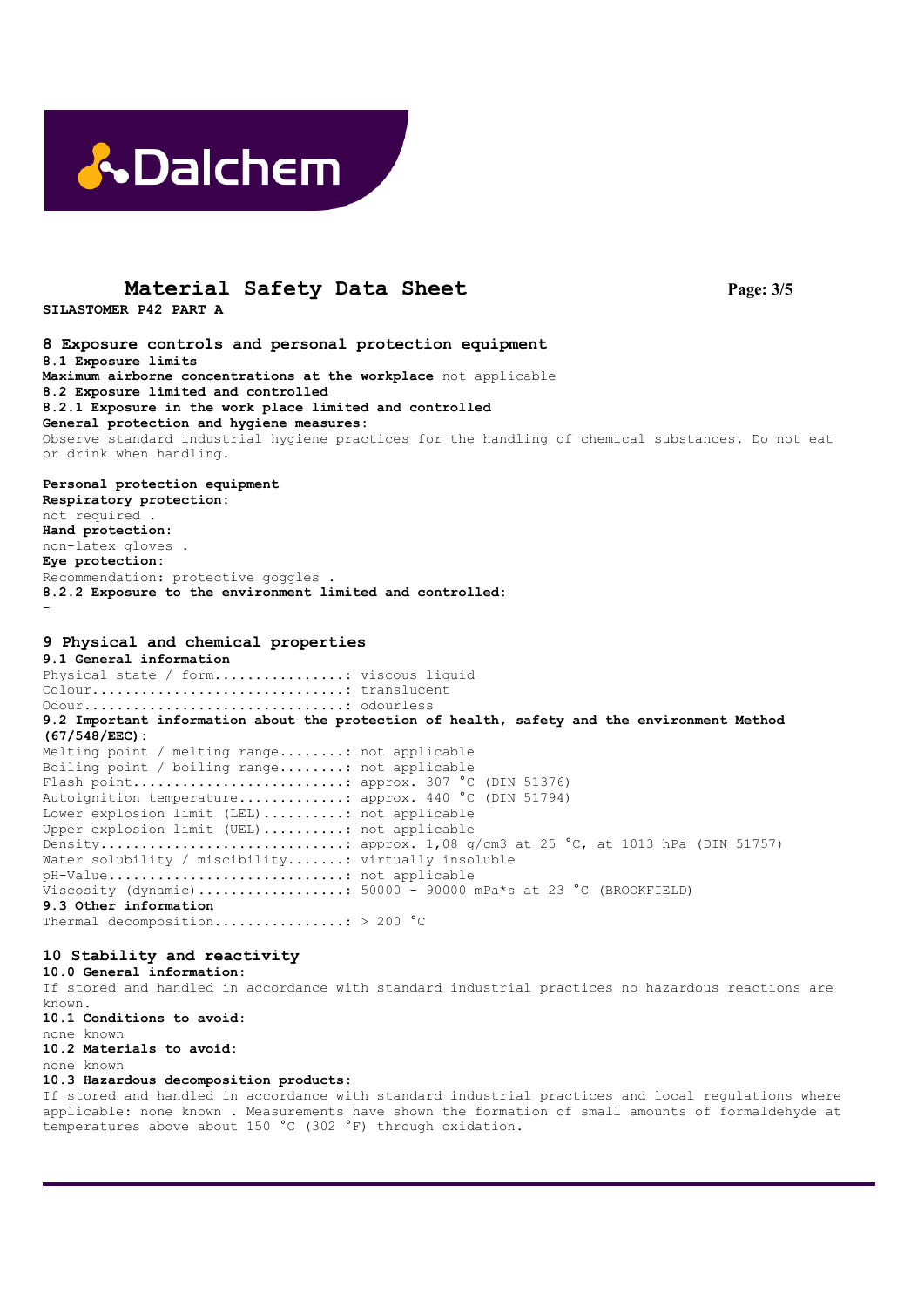# Material Safety Data Sheet

**SILASTOMER P42 PART A**

## 8 Exposure controls and personal protection equipment

### 8.1 Exposure limits

**Maximum airborne concentrations at the workplace** not applicable

### 8.2 Exposure limited and controlled

#### 8.2.1 Exposure in the work place limited and controlled

**General protection and hygiene measures:**

Observe standard industrial hygiene practices for the handling of chemical substances. Do not eat or drink when handling.

**Personal protection equipment**

**Respiratory protection:**

not required .

**Hand protection:**

non-latex gloves .

**Eye protection:**

Recommendation: protective goggles .

#### 8.2.2 Exposure to the environment limited and controlled:

-

## 9 Physical and chemical properties

### 9.1 General information

Physical state / form................: viscous liquid
Colour...............................: translucent
Odour................................: odourless

### 9.2 Important information about the protection of health, safety and the environment Method (67/548/EEC):

Melting point / melting range........: not applicable
Boiling point / boiling range........: not applicable
Flash point..........................: approx. 307 °C (DIN 51376)
Autoignition temperature.............: approx. 440 °C (DIN 51794)
Lower explosion limit (LEL)..........: not applicable
Upper explosion limit (UEL)..........: not applicable
Density..............................: approx. 1,08 g/cm3 at 25 °C, at 1013 hPa (DIN 51757)
Water solubility / miscibility.......: virtually insoluble
pH-Value.............................: not applicable
Viscosity (dynamic)..................: 50000 - 90000 mPa*s at 23 °C (BROOKFIELD)

### 9.3 Other information

Thermal decomposition................: > 200 °C

## 10 Stability and reactivity

### 10.0 General information:

If stored and handled in accordance with standard industrial practices no hazardous reactions are known.

### 10.1 Conditions to avoid:

none known

### 10.2 Materials to avoid:

none known

### 10.3 Hazardous decomposition products:

If stored and handled in accordance with standard industrial practices and local regulations where applicable: none known . Measurements have shown the formation of small amounts of formaldehyde at temperatures above about 150 °C (302 °F) through oxidation.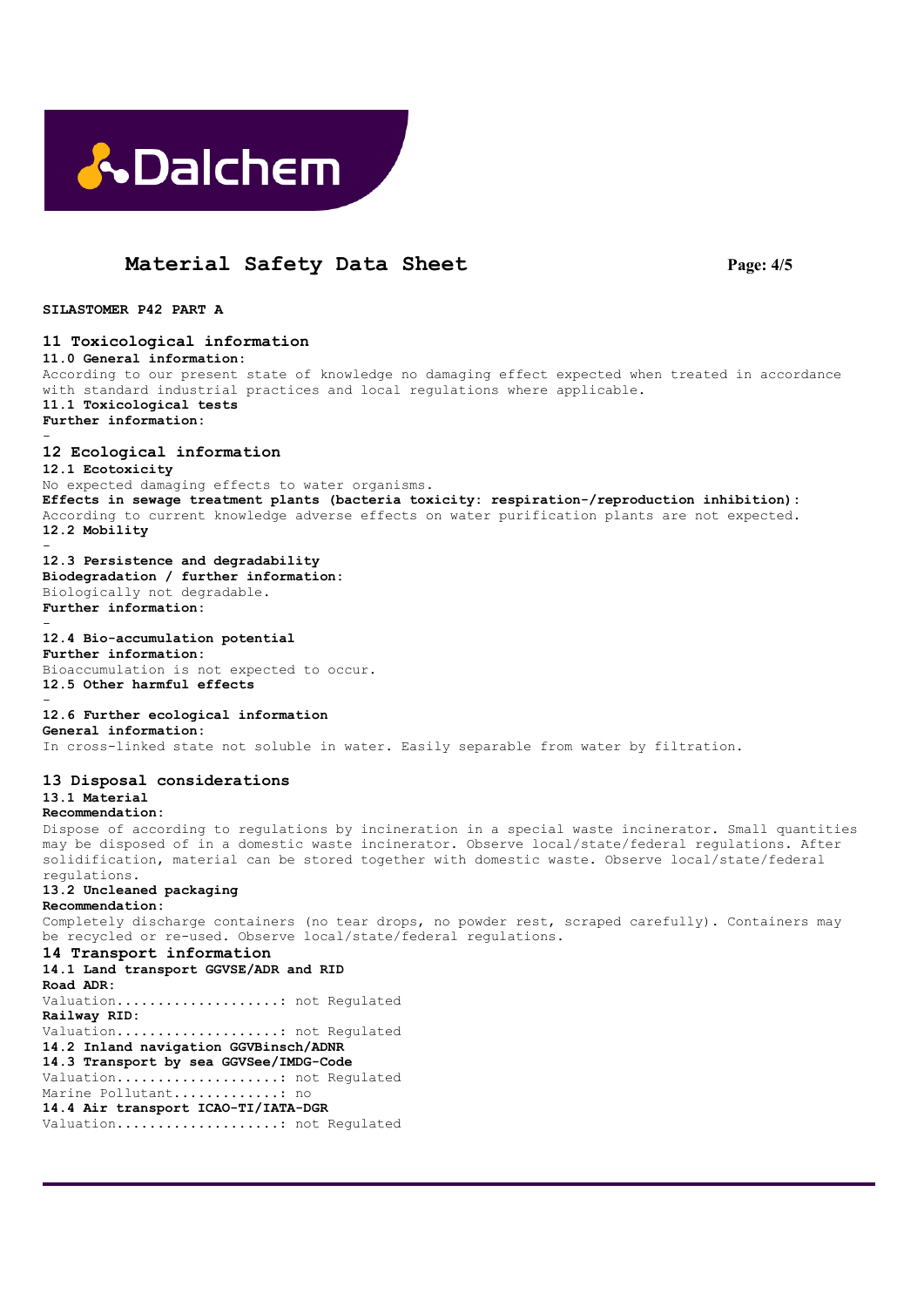# Material Safety Data Sheet

**SILASTOMER P42 PART A**

## 11 Toxicological information

**11.0 General information:**

According to our present state of knowledge no damaging effect expected when treated in accordance with standard industrial practices and local regulations where applicable.

**11.1 Toxicological tests**

**Further information:**

-

## 12 Ecological information

**12.1 Ecotoxicity**

No expected damaging effects to water organisms.

**Effects in sewage treatment plants (bacteria toxicity: respiration-/reproduction inhibition):**

According to current knowledge adverse effects on water purification plants are not expected.

**12.2 Mobility**

-

**12.3 Persistence and degradability**

**Biodegradation / further information:**

Biologically not degradable.

**Further information:**

-

**12.4 Bio-accumulation potential**

**Further information:**

Bioaccumulation is not expected to occur.

**12.5 Other harmful effects**

-

**12.6 Further ecological information**

**General information:**

In cross-linked state not soluble in water. Easily separable from water by filtration.

## 13 Disposal considerations

**13.1 Material**

**Recommendation:**

Dispose of according to regulations by incineration in a special waste incinerator. Small quantities may be disposed of in a domestic waste incinerator. Observe local/state/federal regulations. After solidification, material can be stored together with domestic waste. Observe local/state/federal regulations.

**13.2 Uncleaned packaging**

**Recommendation:**

Completely discharge containers (no tear drops, no powder rest, scraped carefully). Containers may be recycled or re-used. Observe local/state/federal regulations.

## 14 Transport information

**14.1 Land transport GGVSE/ADR and RID**

**Road ADR:**

Valuation....................: not Regulated

**Railway RID:**

Valuation....................: not Regulated

**14.2 Inland navigation GGVBinsch/ADNR**

**14.3 Transport by sea GGVSee/IMDG-Code**

Valuation....................: not Regulated

Marine Pollutant.............: no

**14.4 Air transport ICAO-TI/IATA-DGR**

Valuation....................: not Regulated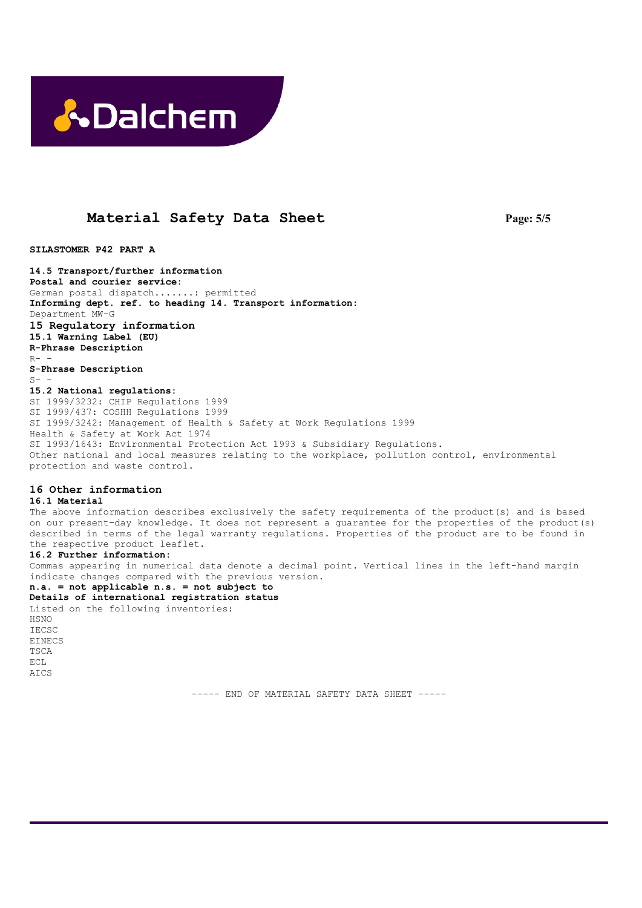# Material Safety Data Sheet

**SILASTOMER P42 PART A**

**14.5 Transport/further information**

**Postal and courier service:**

German postal dispatch.......: permitted

**Informing dept. ref. to heading 14. Transport information:**

Department MW-G

## 15 Regulatory information

**15.1 Warning Label (EU)**

**R-Phrase Description**

R- -

**S-Phrase Description**

S- -

**15.2 National regulations:**

SI 1999/3232: CHIP Regulations 1999
SI 1999/437: COSHH Regulations 1999
SI 1999/3242: Management of Health & Safety at Work Regulations 1999
Health & Safety at Work Act 1974
SI 1993/1643: Environmental Protection Act 1993 & Subsidiary Regulations.
Other national and local measures relating to the workplace, pollution control, environmental protection and waste control.

## 16 Other information

**16.1 Material**

The above information describes exclusively the safety requirements of the product(s) and is based on our present-day knowledge. It does not represent a guarantee for the properties of the product(s) described in terms of the legal warranty regulations. Properties of the product are to be found in the respective product leaflet.

**16.2 Further information:**

Commas appearing in numerical data denote a decimal point. Vertical lines in the left-hand margin indicate changes compared with the previous version.

**n.a. = not applicable n.s. = not subject to**

**Details of international registration status**

Listed on the following inventories:
HSNO
IECSC
EINECS
TSCA
ECL
AICS

----- END OF MATERIAL SAFETY DATA SHEET -----